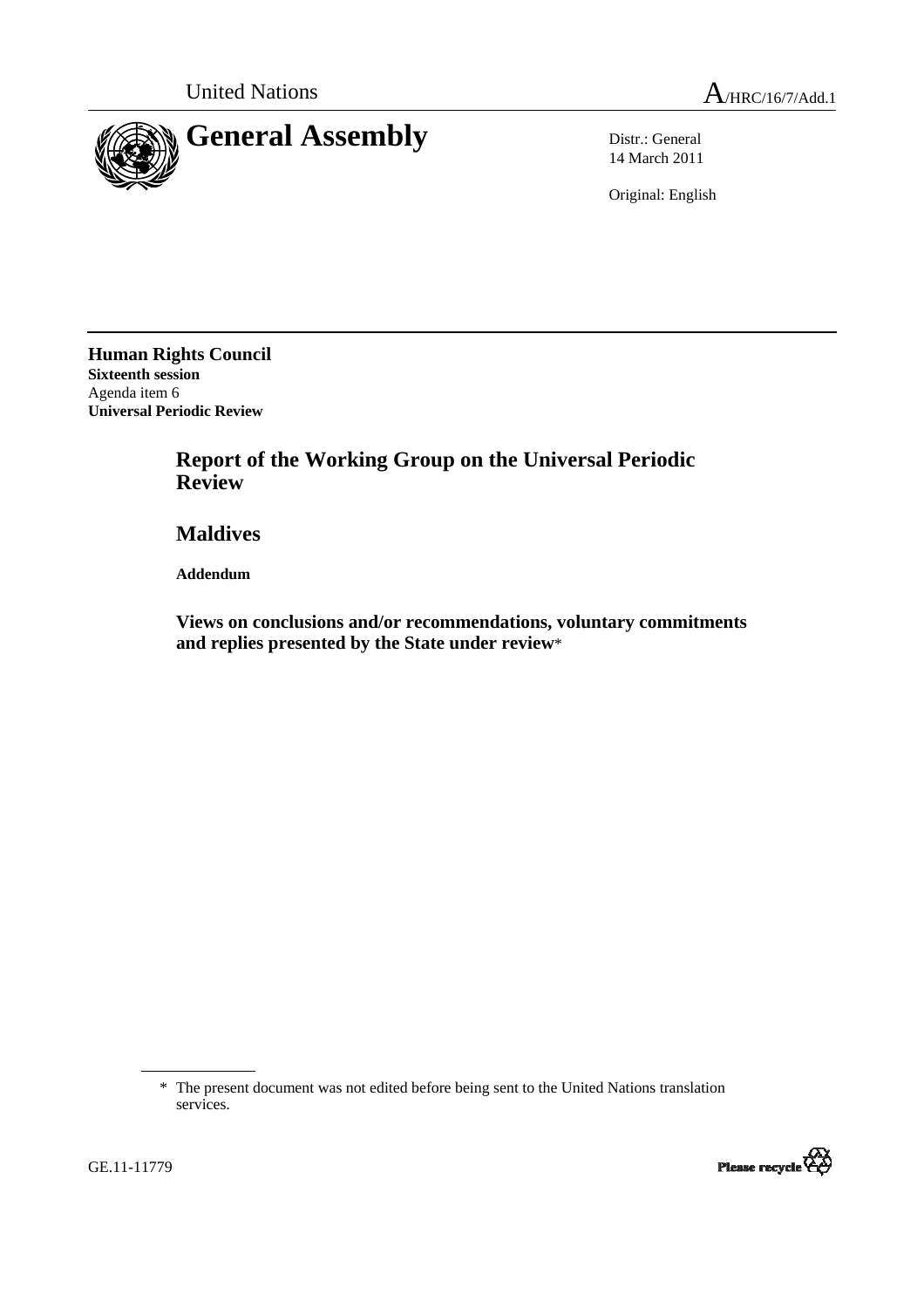United Nations

A/HRC/16/7/Add.1

# General Assembly

Distr.: General
14 March 2011

Original: English

**Human Rights Council**
**Sixteenth session**
Agenda item 6
**Universal Periodic Review**

## Report of the Working Group on the Universal Periodic Review

## Maldives

**Addendum**

### Views on conclusions and/or recommendations, voluntary commitments and replies presented by the State under review*

---

\* The present document was not edited before being sent to the United Nations translation services.

GE.11-11779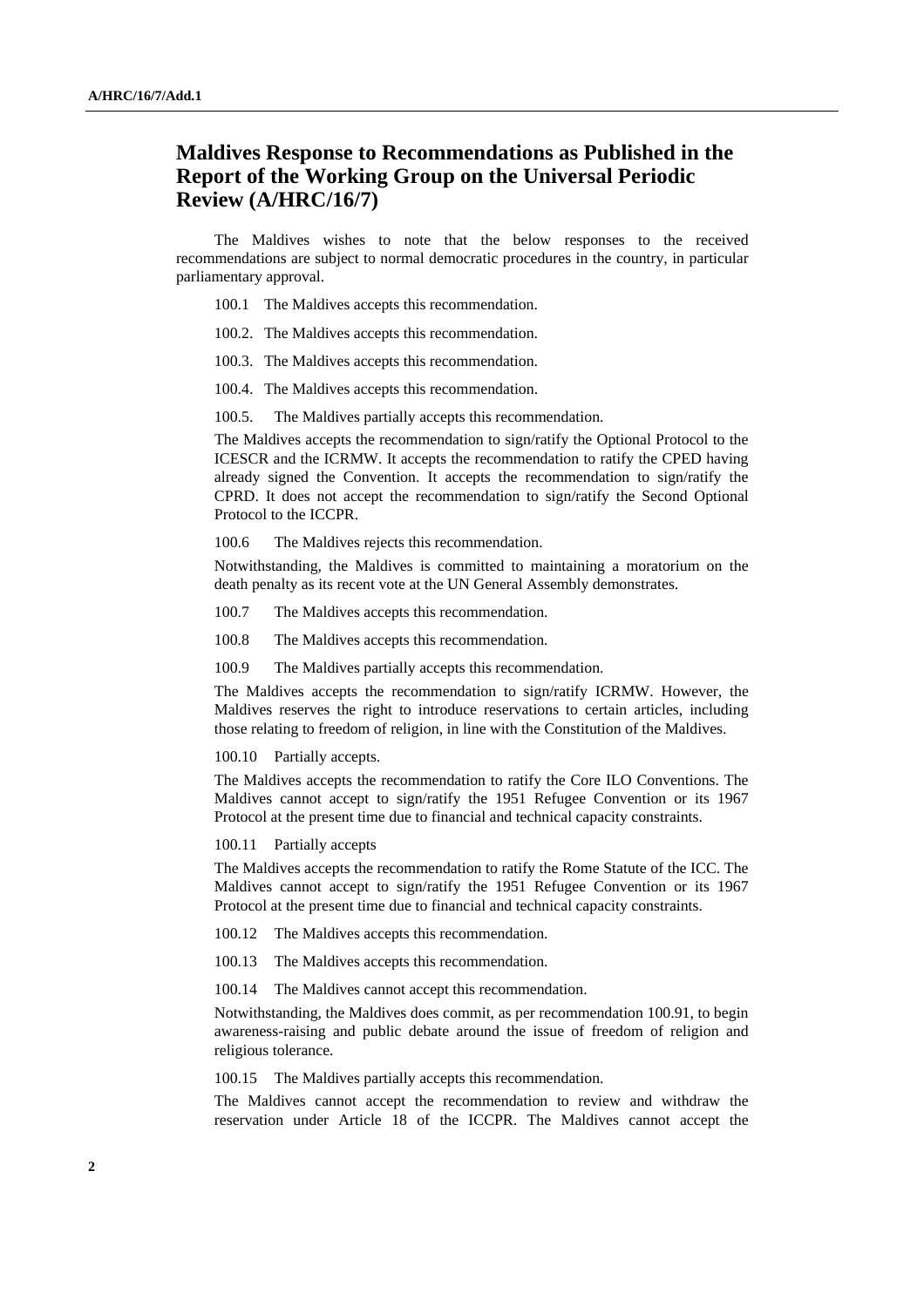## Maldives Response to Recommendations as Published in the Report of the Working Group on the Universal Periodic Review (A/HRC/16/7)

The Maldives wishes to note that the below responses to the received recommendations are subject to normal democratic procedures in the country, in particular parliamentary approval.

100.1 The Maldives accepts this recommendation.

100.2. The Maldives accepts this recommendation.

100.3. The Maldives accepts this recommendation.

100.4. The Maldives accepts this recommendation.

100.5. The Maldives partially accepts this recommendation.

The Maldives accepts the recommendation to sign/ratify the Optional Protocol to the ICESCR and the ICRMW. It accepts the recommendation to ratify the CPED having already signed the Convention. It accepts the recommendation to sign/ratify the CPRD. It does not accept the recommendation to sign/ratify the Second Optional Protocol to the ICCPR.

100.6 The Maldives rejects this recommendation.

Notwithstanding, the Maldives is committed to maintaining a moratorium on the death penalty as its recent vote at the UN General Assembly demonstrates.

100.7 The Maldives accepts this recommendation.

100.8 The Maldives accepts this recommendation.

100.9 The Maldives partially accepts this recommendation.

The Maldives accepts the recommendation to sign/ratify ICRMW. However, the Maldives reserves the right to introduce reservations to certain articles, including those relating to freedom of religion, in line with the Constitution of the Maldives.

100.10 Partially accepts.

The Maldives accepts the recommendation to ratify the Core ILO Conventions. The Maldives cannot accept to sign/ratify the 1951 Refugee Convention or its 1967 Protocol at the present time due to financial and technical capacity constraints.

100.11 Partially accepts

The Maldives accepts the recommendation to ratify the Rome Statute of the ICC. The Maldives cannot accept to sign/ratify the 1951 Refugee Convention or its 1967 Protocol at the present time due to financial and technical capacity constraints.

100.12 The Maldives accepts this recommendation.

100.13 The Maldives accepts this recommendation.

100.14 The Maldives cannot accept this recommendation.

Notwithstanding, the Maldives does commit, as per recommendation 100.91, to begin awareness-raising and public debate around the issue of freedom of religion and religious tolerance.

100.15 The Maldives partially accepts this recommendation.

The Maldives cannot accept the recommendation to review and withdraw the reservation under Article 18 of the ICCPR. The Maldives cannot accept the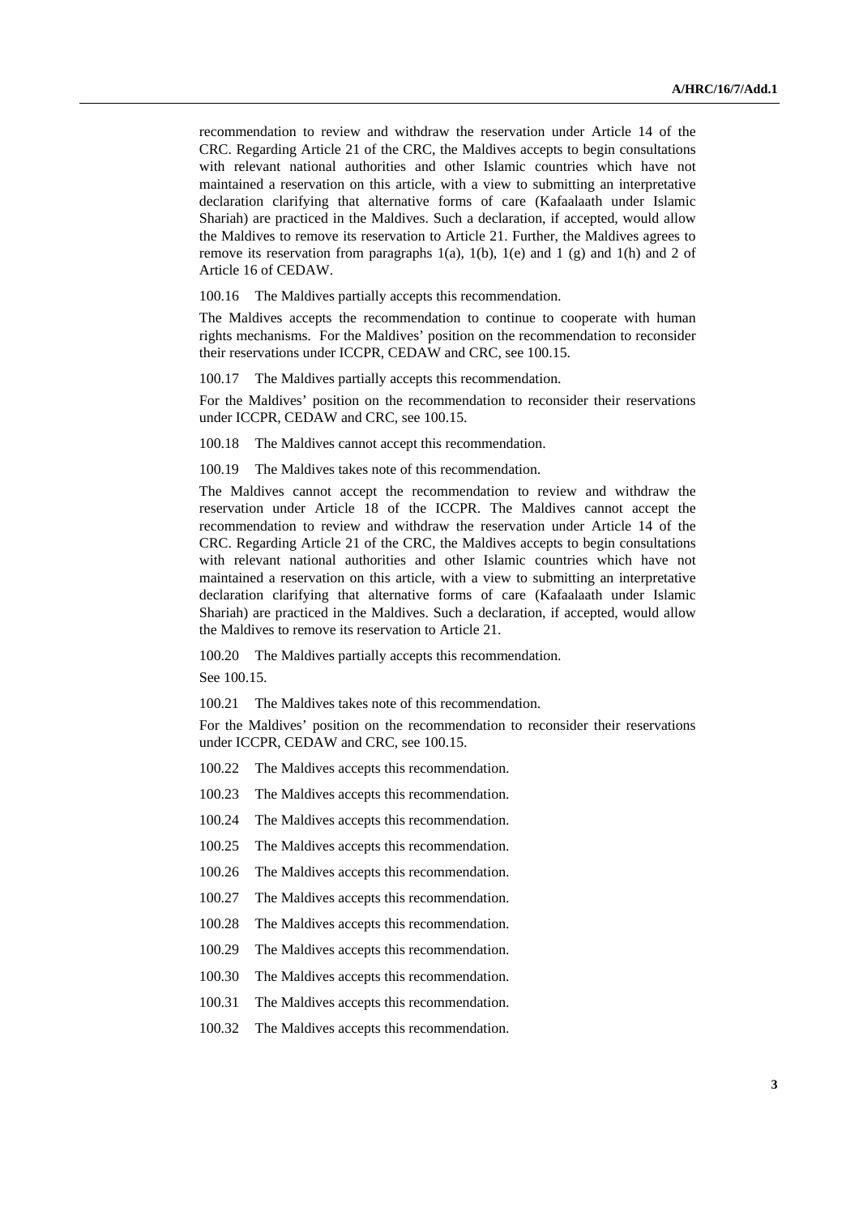recommendation to review and withdraw the reservation under Article 14 of the CRC. Regarding Article 21 of the CRC, the Maldives accepts to begin consultations with relevant national authorities and other Islamic countries which have not maintained a reservation on this article, with a view to submitting an interpretative declaration clarifying that alternative forms of care (Kafaalaath under Islamic Shariah) are practiced in the Maldives. Such a declaration, if accepted, would allow the Maldives to remove its reservation to Article 21. Further, the Maldives agrees to remove its reservation from paragraphs 1(a), 1(b), 1(e) and 1 (g) and 1(h) and 2 of Article 16 of CEDAW.

100.16 The Maldives partially accepts this recommendation.

The Maldives accepts the recommendation to continue to cooperate with human rights mechanisms. For the Maldives' position on the recommendation to reconsider their reservations under ICCPR, CEDAW and CRC, see 100.15.

100.17 The Maldives partially accepts this recommendation.

For the Maldives' position on the recommendation to reconsider their reservations under ICCPR, CEDAW and CRC, see 100.15.

100.18 The Maldives cannot accept this recommendation.

100.19 The Maldives takes note of this recommendation.

The Maldives cannot accept the recommendation to review and withdraw the reservation under Article 18 of the ICCPR. The Maldives cannot accept the recommendation to review and withdraw the reservation under Article 14 of the CRC. Regarding Article 21 of the CRC, the Maldives accepts to begin consultations with relevant national authorities and other Islamic countries which have not maintained a reservation on this article, with a view to submitting an interpretative declaration clarifying that alternative forms of care (Kafaalaath under Islamic Shariah) are practiced in the Maldives. Such a declaration, if accepted, would allow the Maldives to remove its reservation to Article 21.

100.20 The Maldives partially accepts this recommendation.

See 100.15.

100.21 The Maldives takes note of this recommendation.

For the Maldives' position on the recommendation to reconsider their reservations under ICCPR, CEDAW and CRC, see 100.15.

100.22 The Maldives accepts this recommendation.

100.23 The Maldives accepts this recommendation.

100.24 The Maldives accepts this recommendation.

100.25 The Maldives accepts this recommendation.

100.26 The Maldives accepts this recommendation.

100.27 The Maldives accepts this recommendation.

100.28 The Maldives accepts this recommendation.

100.29 The Maldives accepts this recommendation.

100.30 The Maldives accepts this recommendation.

100.31 The Maldives accepts this recommendation.

100.32 The Maldives accepts this recommendation.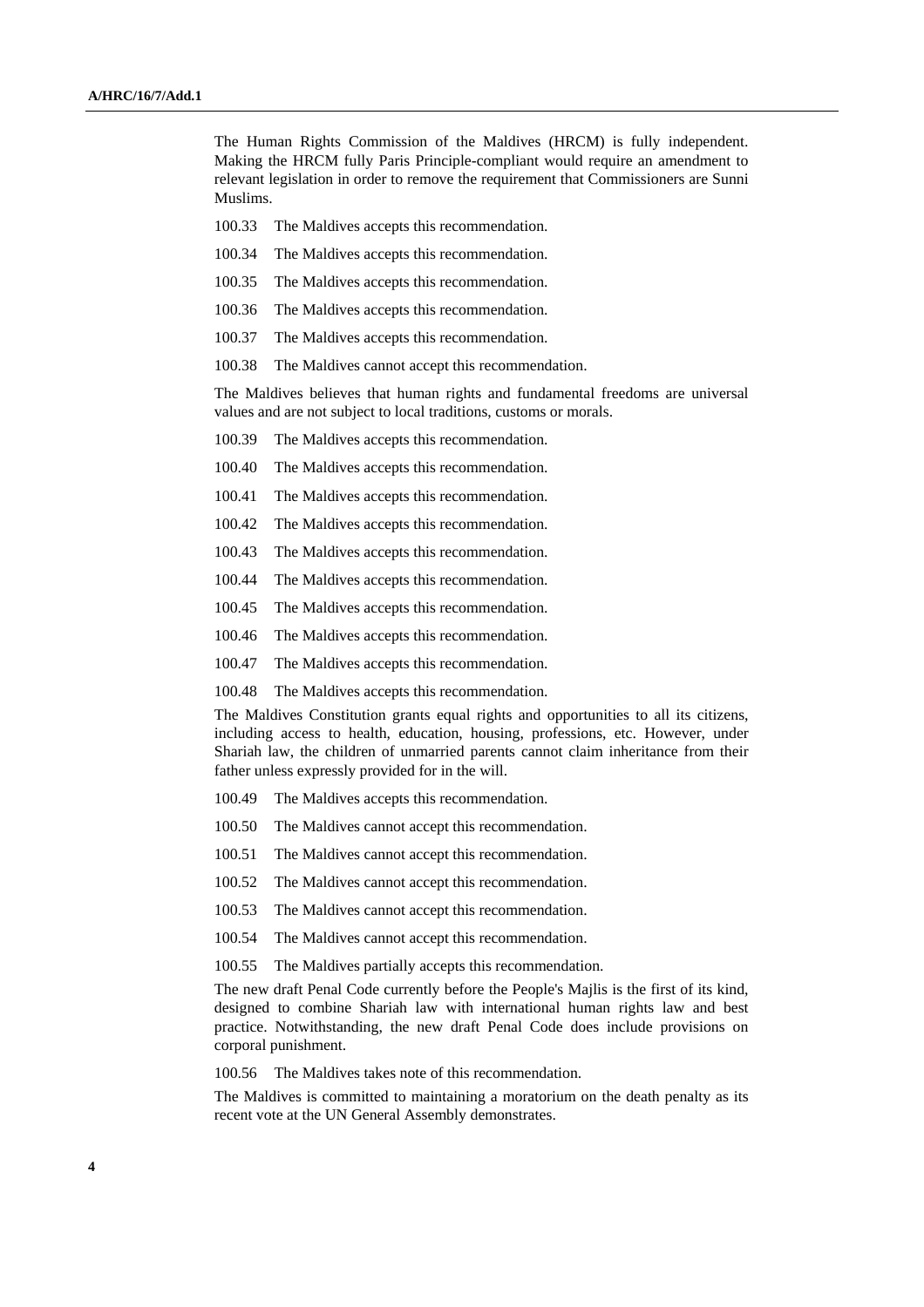The Human Rights Commission of the Maldives (HRCM) is fully independent. Making the HRCM fully Paris Principle-compliant would require an amendment to relevant legislation in order to remove the requirement that Commissioners are Sunni Muslims.

100.33 The Maldives accepts this recommendation.

100.34 The Maldives accepts this recommendation.

100.35 The Maldives accepts this recommendation.

100.36 The Maldives accepts this recommendation.

100.37 The Maldives accepts this recommendation.

100.38 The Maldives cannot accept this recommendation.

The Maldives believes that human rights and fundamental freedoms are universal values and are not subject to local traditions, customs or morals.

100.39 The Maldives accepts this recommendation.

100.40 The Maldives accepts this recommendation.

100.41 The Maldives accepts this recommendation.

100.42 The Maldives accepts this recommendation.

100.43 The Maldives accepts this recommendation.

100.44 The Maldives accepts this recommendation.

100.45 The Maldives accepts this recommendation.

100.46 The Maldives accepts this recommendation.

100.47 The Maldives accepts this recommendation.

100.48 The Maldives accepts this recommendation.

The Maldives Constitution grants equal rights and opportunities to all its citizens, including access to health, education, housing, professions, etc. However, under Shariah law, the children of unmarried parents cannot claim inheritance from their father unless expressly provided for in the will.

100.49 The Maldives accepts this recommendation.

100.50 The Maldives cannot accept this recommendation.

100.51 The Maldives cannot accept this recommendation.

100.52 The Maldives cannot accept this recommendation.

100.53 The Maldives cannot accept this recommendation.

100.54 The Maldives cannot accept this recommendation.

100.55 The Maldives partially accepts this recommendation.

The new draft Penal Code currently before the People's Majlis is the first of its kind, designed to combine Shariah law with international human rights law and best practice. Notwithstanding, the new draft Penal Code does include provisions on corporal punishment.

100.56 The Maldives takes note of this recommendation.

The Maldives is committed to maintaining a moratorium on the death penalty as its recent vote at the UN General Assembly demonstrates.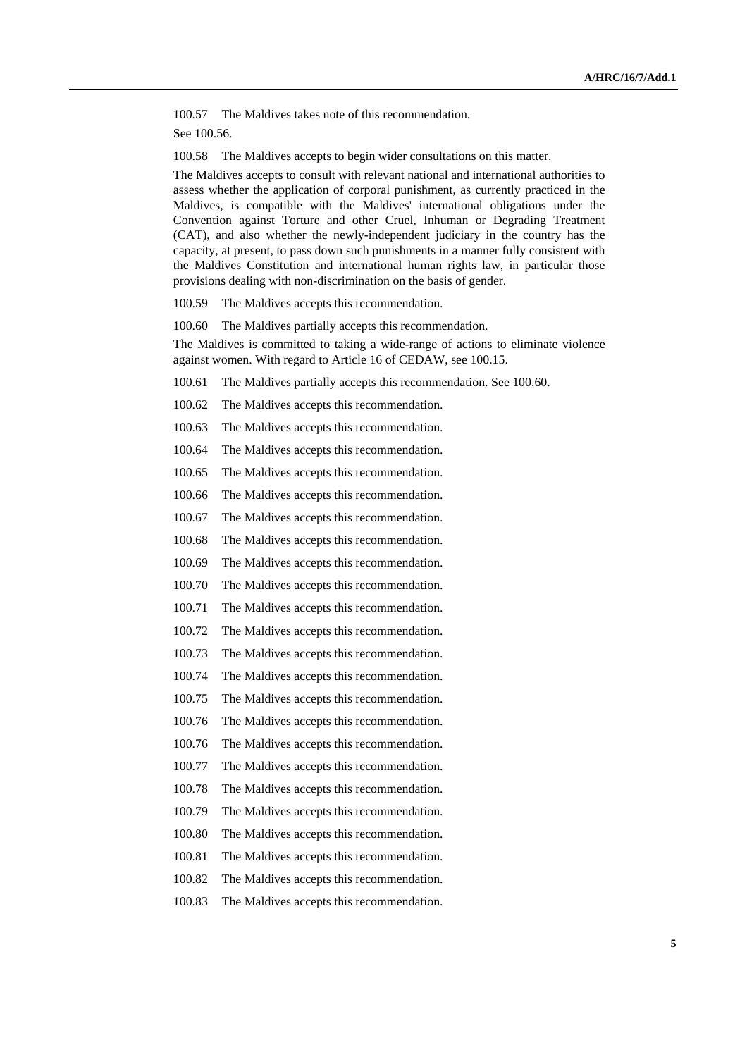100.57 The Maldives takes note of this recommendation.

See 100.56.

100.58 The Maldives accepts to begin wider consultations on this matter.

The Maldives accepts to consult with relevant national and international authorities to assess whether the application of corporal punishment, as currently practiced in the Maldives, is compatible with the Maldives' international obligations under the Convention against Torture and other Cruel, Inhuman or Degrading Treatment (CAT), and also whether the newly-independent judiciary in the country has the capacity, at present, to pass down such punishments in a manner fully consistent with the Maldives Constitution and international human rights law, in particular those provisions dealing with non-discrimination on the basis of gender.

100.59 The Maldives accepts this recommendation.

100.60 The Maldives partially accepts this recommendation.

The Maldives is committed to taking a wide-range of actions to eliminate violence against women. With regard to Article 16 of CEDAW, see 100.15.

100.61 The Maldives partially accepts this recommendation. See 100.60.

100.62 The Maldives accepts this recommendation.

100.63 The Maldives accepts this recommendation.

100.64 The Maldives accepts this recommendation.

100.65 The Maldives accepts this recommendation.

100.66 The Maldives accepts this recommendation.

100.67 The Maldives accepts this recommendation.

100.68 The Maldives accepts this recommendation.

100.69 The Maldives accepts this recommendation.

100.70 The Maldives accepts this recommendation.

100.71 The Maldives accepts this recommendation.

100.72 The Maldives accepts this recommendation.

100.73 The Maldives accepts this recommendation.

100.74 The Maldives accepts this recommendation.

100.75 The Maldives accepts this recommendation.

100.76 The Maldives accepts this recommendation.

100.76 The Maldives accepts this recommendation.

100.77 The Maldives accepts this recommendation.

100.78 The Maldives accepts this recommendation.

100.79 The Maldives accepts this recommendation.

100.80 The Maldives accepts this recommendation.

100.81 The Maldives accepts this recommendation.

100.82 The Maldives accepts this recommendation.

100.83 The Maldives accepts this recommendation.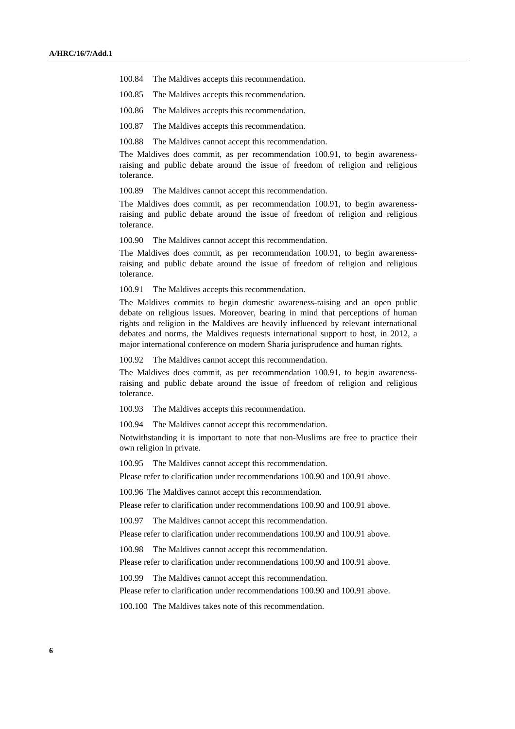100.84 The Maldives accepts this recommendation.

100.85 The Maldives accepts this recommendation.

100.86 The Maldives accepts this recommendation.

100.87 The Maldives accepts this recommendation.

100.88 The Maldives cannot accept this recommendation.

The Maldives does commit, as per recommendation 100.91, to begin awareness-raising and public debate around the issue of freedom of religion and religious tolerance.

100.89 The Maldives cannot accept this recommendation.

The Maldives does commit, as per recommendation 100.91, to begin awareness-raising and public debate around the issue of freedom of religion and religious tolerance.

100.90 The Maldives cannot accept this recommendation.

The Maldives does commit, as per recommendation 100.91, to begin awareness-raising and public debate around the issue of freedom of religion and religious tolerance.

100.91 The Maldives accepts this recommendation.

The Maldives commits to begin domestic awareness-raising and an open public debate on religious issues. Moreover, bearing in mind that perceptions of human rights and religion in the Maldives are heavily influenced by relevant international debates and norms, the Maldives requests international support to host, in 2012, a major international conference on modern Sharia jurisprudence and human rights.

100.92 The Maldives cannot accept this recommendation.

The Maldives does commit, as per recommendation 100.91, to begin awareness-raising and public debate around the issue of freedom of religion and religious tolerance.

100.93 The Maldives accepts this recommendation.

100.94 The Maldives cannot accept this recommendation.

Notwithstanding it is important to note that non-Muslims are free to practice their own religion in private.

100.95 The Maldives cannot accept this recommendation.

Please refer to clarification under recommendations 100.90 and 100.91 above.

100.96 The Maldives cannot accept this recommendation.

Please refer to clarification under recommendations 100.90 and 100.91 above.

100.97 The Maldives cannot accept this recommendation.

Please refer to clarification under recommendations 100.90 and 100.91 above.

100.98 The Maldives cannot accept this recommendation.

Please refer to clarification under recommendations 100.90 and 100.91 above.

100.99 The Maldives cannot accept this recommendation.

Please refer to clarification under recommendations 100.90 and 100.91 above.

100.100 The Maldives takes note of this recommendation.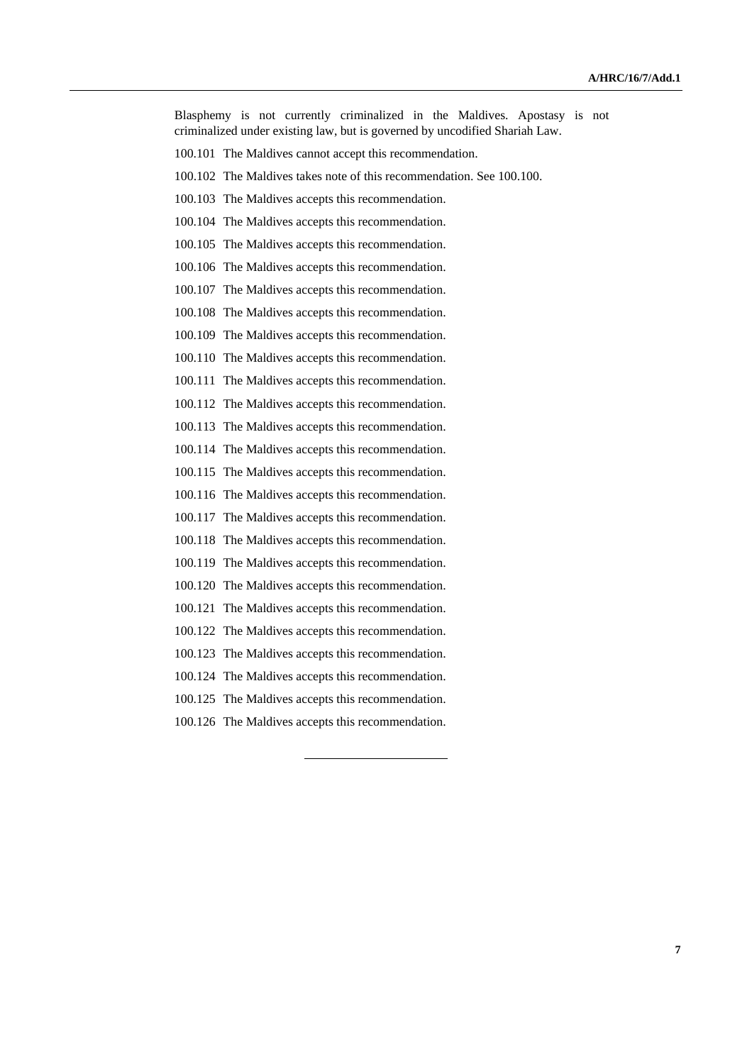Blasphemy is not currently criminalized in the Maldives. Apostasy is not criminalized under existing law, but is governed by uncodified Shariah Law.

100.101 The Maldives cannot accept this recommendation.

100.102 The Maldives takes note of this recommendation. See 100.100.

100.103 The Maldives accepts this recommendation.

100.104 The Maldives accepts this recommendation.

100.105 The Maldives accepts this recommendation.

100.106 The Maldives accepts this recommendation.

100.107 The Maldives accepts this recommendation.

100.108 The Maldives accepts this recommendation.

100.109 The Maldives accepts this recommendation.

100.110 The Maldives accepts this recommendation.

100.111 The Maldives accepts this recommendation.

100.112 The Maldives accepts this recommendation.

100.113 The Maldives accepts this recommendation.

100.114 The Maldives accepts this recommendation.

100.115 The Maldives accepts this recommendation.

100.116 The Maldives accepts this recommendation.

100.117 The Maldives accepts this recommendation.

100.118 The Maldives accepts this recommendation.

100.119 The Maldives accepts this recommendation.

100.120 The Maldives accepts this recommendation.

100.121 The Maldives accepts this recommendation.

100.122 The Maldives accepts this recommendation.

100.123 The Maldives accepts this recommendation.

100.124 The Maldives accepts this recommendation.

100.125 The Maldives accepts this recommendation.

100.126 The Maldives accepts this recommendation.